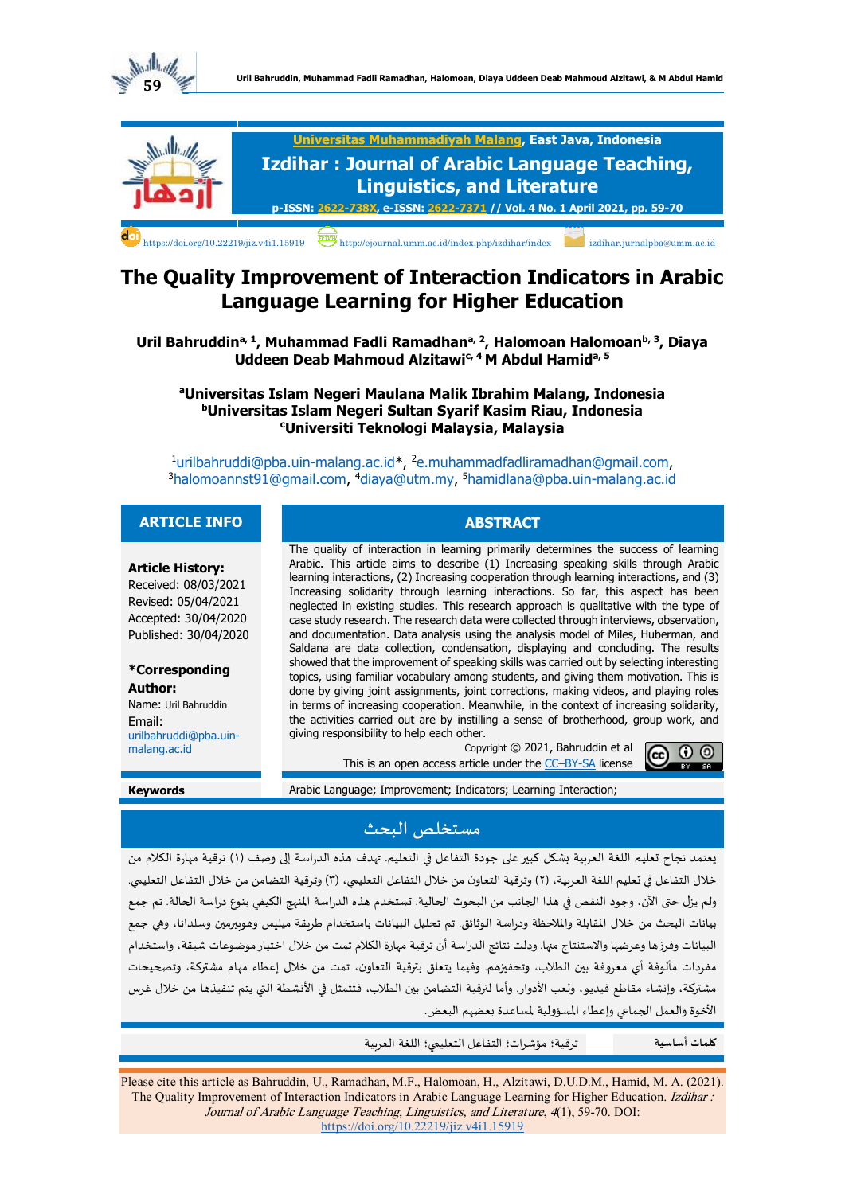Universitas Muhammadiyah Malang, East Java, Indonesia

**Izdihar : Journal of Arabic Language Teaching, Linguistics, and Literature**

p-ISSN: 2622-738X, e-ISSN: 2622-7371 // Vol. 4 No. 1 April 2021, pp. 59-70

https://doi.org/10.22219/jiz.v4i1.15919 http://ejournal.umm.ac.id/index.php/izdihar/index izdihar.jurnalpba@umm.ac.id

# The Quality Improvement of Interaction Indicators in Arabic Language Learning for Higher Education

**Uril Bahruddin[a, 1], Muhammad Fadli Ramadhan[a, 2], Halomoan Halomoan[b, 3], Diaya Uddeen Deab Mahmoud Alzitawi[c, 4] M Abdul Hamid[a, 5]**

[a]Universitas Islam Negeri Maulana Malik Ibrahim Malang, Indonesia
[b]Universitas Islam Negeri Sultan Syarif Kasim Riau, Indonesia
[c]Universiti Teknologi Malaysia, Malaysia

[1]urilbahruddi@pba.uin-malang.ac.id*, [2]e.muhammadfadliramadhan@gmail.com, [3]halomoannst91@gmail.com, [4]diaya@utm.my, [5]hamidlana@pba.uin-malang.ac.id

## ARTICLE INFO

**Article History:**
Received: 08/03/2021
Revised: 05/04/2021
Accepted: 30/04/2020
Published: 30/04/2020

***Corresponding Author:**
Name: Uril Bahruddin
Email: urilbahruddi@pba.uin-malang.ac.id

## ABSTRACT

The quality of interaction in learning primarily determines the success of learning Arabic. This article aims to describe (1) Increasing speaking skills through Arabic learning interactions, (2) Increasing cooperation through learning interactions, and (3) Increasing solidarity through learning interactions. So far, this aspect has been neglected in existing studies. This research approach is qualitative with the type of case study research. The research data were collected through interviews, observation, and documentation. Data analysis using the analysis model of Miles, Huberman, and Saldana are data collection, condensation, displaying and concluding. The results showed that the improvement of speaking skills was carried out by selecting interesting topics, using familiar vocabulary among students, and giving them motivation. This is done by giving joint assignments, joint corrections, making videos, and playing roles in terms of increasing cooperation. Meanwhile, in the context of increasing solidarity, the activities carried out are by instilling a sense of brotherhood, group work, and giving responsibility to help each other.

Copyright © 2021, Bahruddin et al
This is an open access article under the CC–BY-SA license

**Keywords**: Arabic Language; Improvement; Indicators; Learning Interaction;

## مستخلص البحث

يعتمد نجاح تعليم اللغة العربية بشكل كبير على جودة التفاعل في التعليم. تهدف هذه الدراسة إلى وصف (١) ترقية مهارة الكلام من خلال التفاعل في تعليم اللغة العربية، (٢) وترقية التعاون من خلال التفاعل التعليمي، (٣) وترقية التضامن من خلال التفاعل التعليمي. ولم يزل حتى الآن، وجود النقص في هذا الجانب من البحوث الحالية. تستخدم هذه الدراسة المنهج الكيفي بنوع دراسة الحالة. تم جمع بيانات البحث من خلال المقابلة والملاحظة ودراسة الوثائق. تم تحليل البيانات باستخدام طريقة ميليس وهوبيرمين وسلدانا، وهي جمع البيانات وفرزها وعرضها والاستنتاج منها. ودلت نتائج الدراسة أن ترقية مهارة الكلام تمت من خلال اختيار موضوعات شيقة، واستخدام مفردات مألوفة أي معروفة بين الطلاب، وتحفيزهم. وفيما يتعلق بترقية التعاون، تمت من خلال إعطاء مهام مشتركة، وتصحيحات مشتركة، وإنشاء مقاطع فيديو، ولعب الأدوار. وأما لترقية التضامن بين الطلاب، فتتمثل في الأنشطة التي يتم تنفيذها من خلال غرس الأخوة والعمل الجماعي وإعطاء المسؤولية لمساعدة بعضهم البعض.

**كلمات أساسية**: ترقية؛ مؤشرات؛ التفاعل التعليمي؛ اللغة العربية

Please cite this article as Bahruddin, U., Ramadhan, M.F., Halomoan, H., Alzitawi, D.U.D.M., Hamid, M. A. (2021). The Quality Improvement of Interaction Indicators in Arabic Language Learning for Higher Education. *Izdihar : Journal of Arabic Language Teaching, Linguistics, and Literature*, *4*(1), 59-70. DOI: https://doi.org/10.22219/jiz.v4i1.15919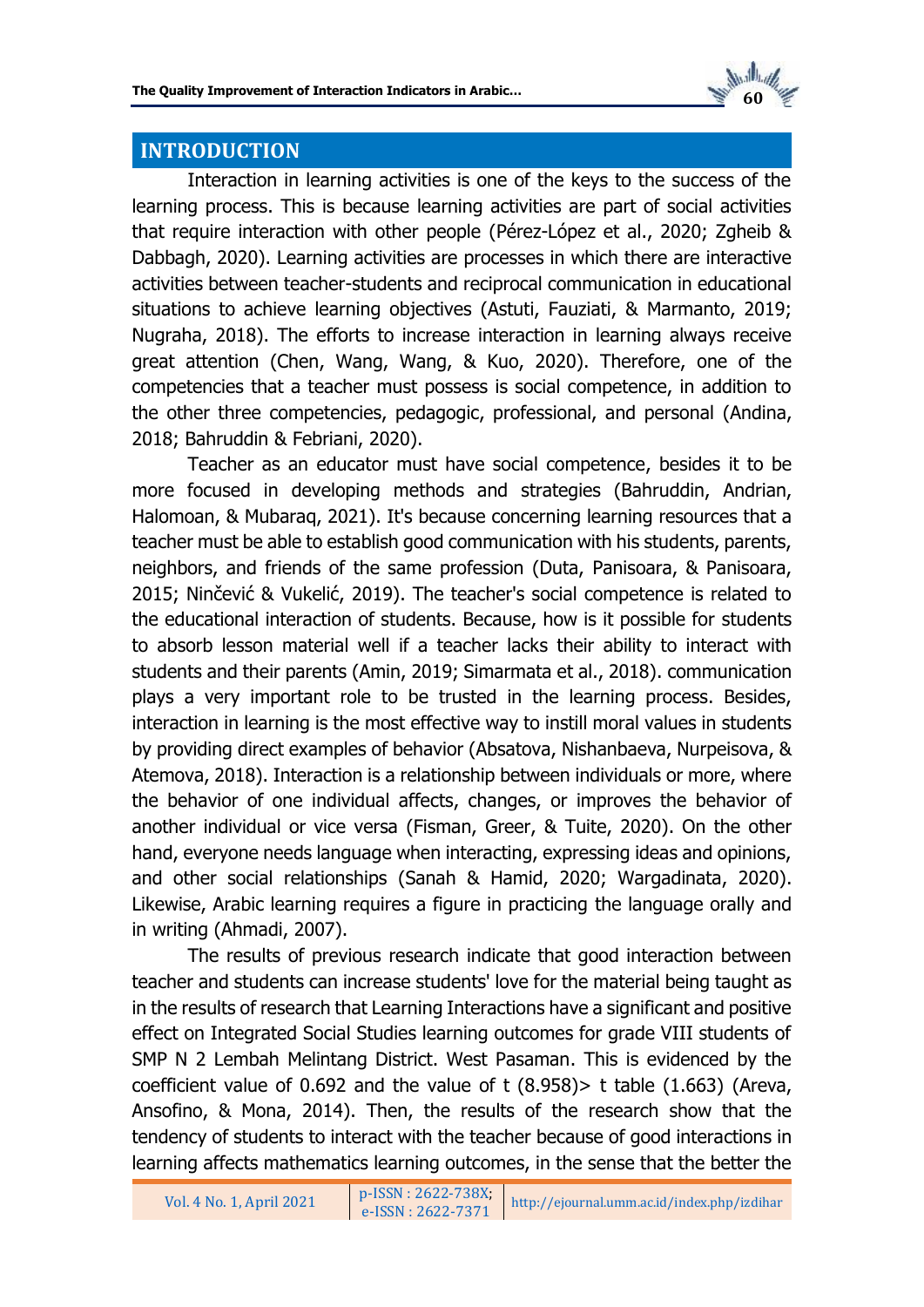## INTRODUCTION

Interaction in learning activities is one of the keys to the success of the learning process. This is because learning activities are part of social activities that require interaction with other people (Pérez-López et al., 2020; Zgheib & Dabbagh, 2020). Learning activities are processes in which there are interactive activities between teacher-students and reciprocal communication in educational situations to achieve learning objectives (Astuti, Fauziati, & Marmanto, 2019; Nugraha, 2018). The efforts to increase interaction in learning always receive great attention (Chen, Wang, Wang, & Kuo, 2020). Therefore, one of the competencies that a teacher must possess is social competence, in addition to the other three competencies, pedagogic, professional, and personal (Andina, 2018; Bahruddin & Febriani, 2020).

Teacher as an educator must have social competence, besides it to be more focused in developing methods and strategies (Bahruddin, Andrian, Halomoan, & Mubaraq, 2021). It's because concerning learning resources that a teacher must be able to establish good communication with his students, parents, neighbors, and friends of the same profession (Duta, Panisoara, & Panisoara, 2015; Ninčević & Vukelić, 2019). The teacher's social competence is related to the educational interaction of students. Because, how is it possible for students to absorb lesson material well if a teacher lacks their ability to interact with students and their parents (Amin, 2019; Simarmata et al., 2018). communication plays a very important role to be trusted in the learning process. Besides, interaction in learning is the most effective way to instill moral values in students by providing direct examples of behavior (Absatova, Nishanbaeva, Nurpeisova, & Atemova, 2018). Interaction is a relationship between individuals or more, where the behavior of one individual affects, changes, or improves the behavior of another individual or vice versa (Fisman, Greer, & Tuite, 2020). On the other hand, everyone needs language when interacting, expressing ideas and opinions, and other social relationships (Sanah & Hamid, 2020; Wargadinata, 2020). Likewise, Arabic learning requires a figure in practicing the language orally and in writing (Ahmadi, 2007).

The results of previous research indicate that good interaction between teacher and students can increase students' love for the material being taught as in the results of research that Learning Interactions have a significant and positive effect on Integrated Social Studies learning outcomes for grade VIII students of SMP N 2 Lembah Melintang District. West Pasaman. This is evidenced by the coefficient value of 0.692 and the value of t (8.958)> t table (1.663) (Areva, Ansofino, & Mona, 2014). Then, the results of the research show that the tendency of students to interact with the teacher because of good interactions in learning affects mathematics learning outcomes, in the sense that the better the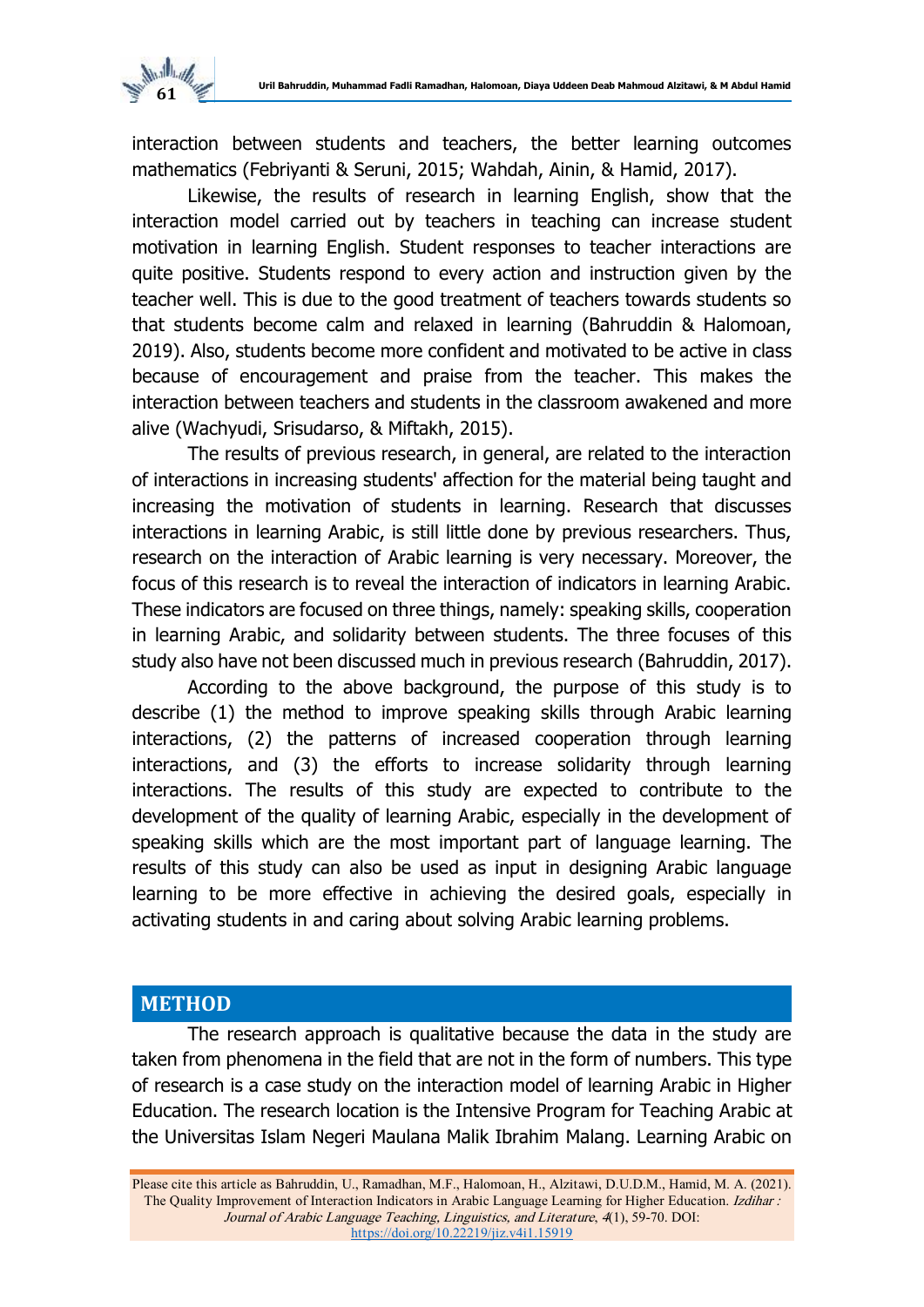interaction between students and teachers, the better learning outcomes mathematics (Febriyanti & Seruni, 2015; Wahdah, Ainin, & Hamid, 2017).

Likewise, the results of research in learning English, show that the interaction model carried out by teachers in teaching can increase student motivation in learning English. Student responses to teacher interactions are quite positive. Students respond to every action and instruction given by the teacher well. This is due to the good treatment of teachers towards students so that students become calm and relaxed in learning (Bahruddin & Halomoan, 2019). Also, students become more confident and motivated to be active in class because of encouragement and praise from the teacher. This makes the interaction between teachers and students in the classroom awakened and more alive (Wachyudi, Srisudarso, & Miftakh, 2015).

The results of previous research, in general, are related to the interaction of interactions in increasing students' affection for the material being taught and increasing the motivation of students in learning. Research that discusses interactions in learning Arabic, is still little done by previous researchers. Thus, research on the interaction of Arabic learning is very necessary. Moreover, the focus of this research is to reveal the interaction of indicators in learning Arabic. These indicators are focused on three things, namely: speaking skills, cooperation in learning Arabic, and solidarity between students. The three focuses of this study also have not been discussed much in previous research (Bahruddin, 2017).

According to the above background, the purpose of this study is to describe (1) the method to improve speaking skills through Arabic learning interactions, (2) the patterns of increased cooperation through learning interactions, and (3) the efforts to increase solidarity through learning interactions. The results of this study are expected to contribute to the development of the quality of learning Arabic, especially in the development of speaking skills which are the most important part of language learning. The results of this study can also be used as input in designing Arabic language learning to be more effective in achieving the desired goals, especially in activating students in and caring about solving Arabic learning problems.

## METHOD

The research approach is qualitative because the data in the study are taken from phenomena in the field that are not in the form of numbers. This type of research is a case study on the interaction model of learning Arabic in Higher Education. The research location is the Intensive Program for Teaching Arabic at the Universitas Islam Negeri Maulana Malik Ibrahim Malang. Learning Arabic on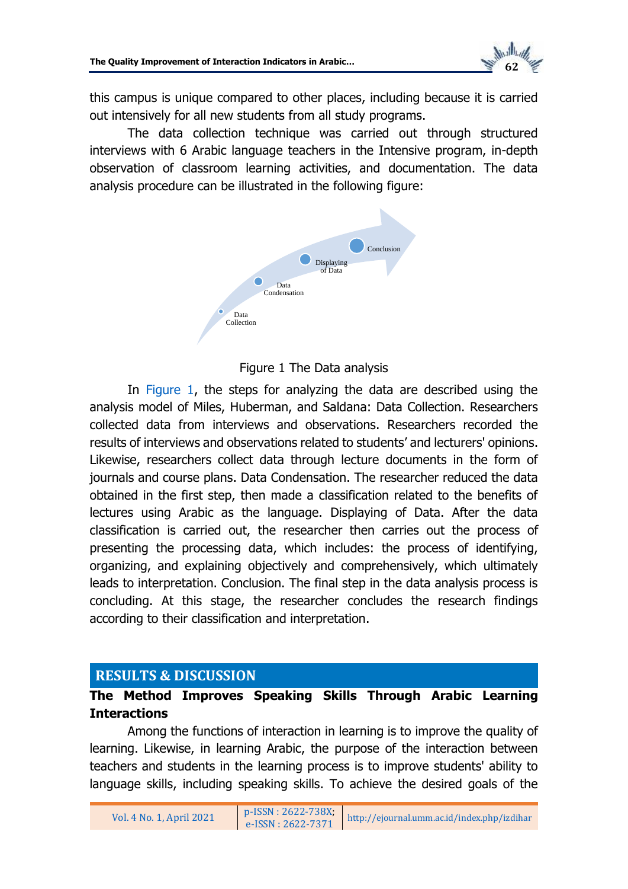this campus is unique compared to other places, including because it is carried out intensively for all new students from all study programs.

The data collection technique was carried out through structured interviews with 6 Arabic language teachers in the Intensive program, in-depth observation of classroom learning activities, and documentation. The data analysis procedure can be illustrated in the following figure:

Data Collection → Data Condensation → Displaying of Data → Conclusion

Figure 1 The Data analysis

In Figure 1, the steps for analyzing the data are described using the analysis model of Miles, Huberman, and Saldana: Data Collection. Researchers collected data from interviews and observations. Researchers recorded the results of interviews and observations related to students' and lecturers' opinions. Likewise, researchers collect data through lecture documents in the form of journals and course plans. Data Condensation. The researcher reduced the data obtained in the first step, then made a classification related to the benefits of lectures using Arabic as the language. Displaying of Data. After the data classification is carried out, the researcher then carries out the process of presenting the processing data, which includes: the process of identifying, organizing, and explaining objectively and comprehensively, which ultimately leads to interpretation. Conclusion. The final step in the data analysis process is concluding. At this stage, the researcher concludes the research findings according to their classification and interpretation.

## RESULTS & DISCUSSION

### The Method Improves Speaking Skills Through Arabic Learning Interactions

Among the functions of interaction in learning is to improve the quality of learning. Likewise, in learning Arabic, the purpose of the interaction between teachers and students in the learning process is to improve students' ability to language skills, including speaking skills. To achieve the desired goals of the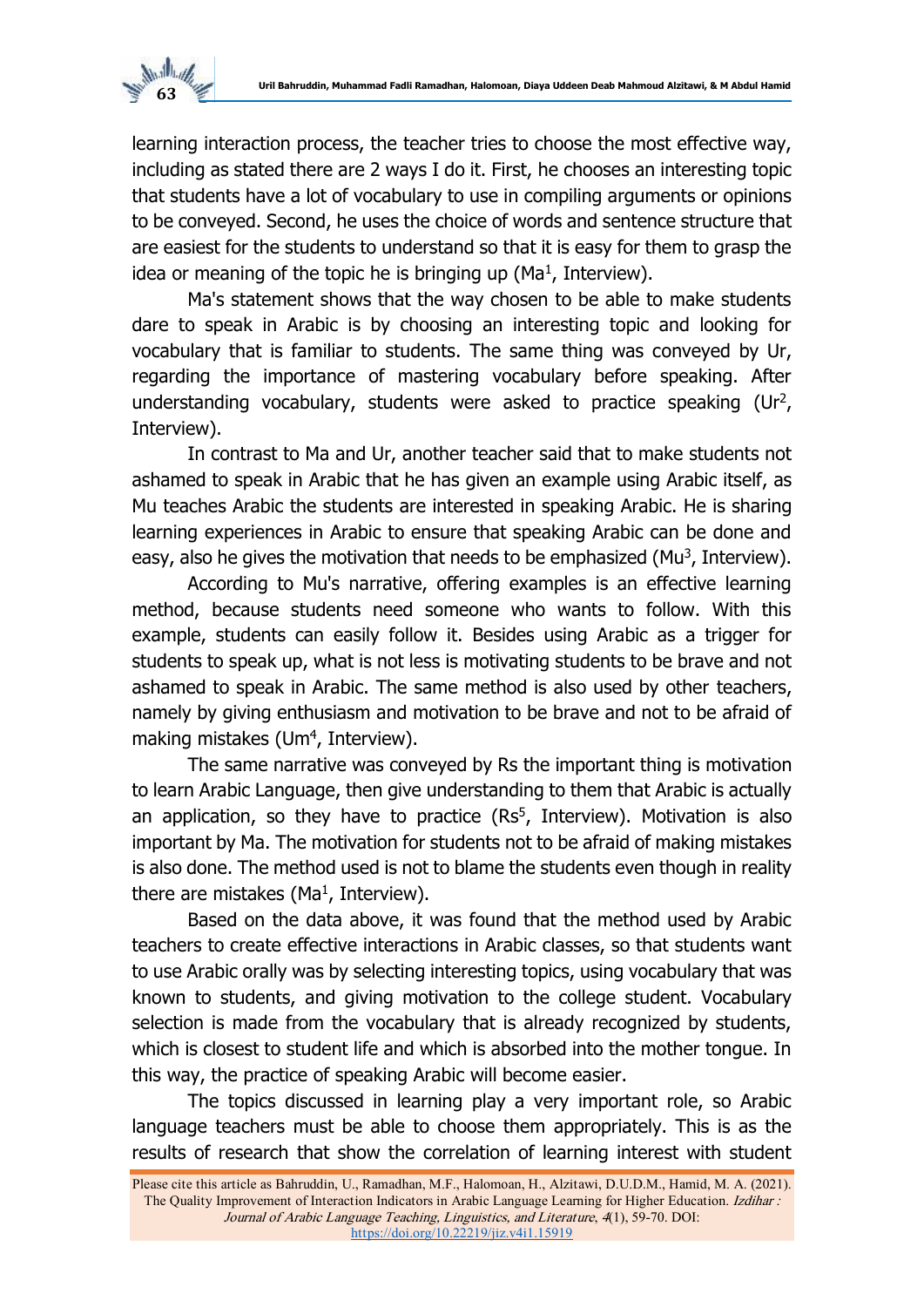learning interaction process, the teacher tries to choose the most effective way, including as stated there are 2 ways I do it. First, he chooses an interesting topic that students have a lot of vocabulary to use in compiling arguments or opinions to be conveyed. Second, he uses the choice of words and sentence structure that are easiest for the students to understand so that it is easy for them to grasp the idea or meaning of the topic he is bringing up (Ma[1], Interview).

Ma's statement shows that the way chosen to be able to make students dare to speak in Arabic is by choosing an interesting topic and looking for vocabulary that is familiar to students. The same thing was conveyed by Ur, regarding the importance of mastering vocabulary before speaking. After understanding vocabulary, students were asked to practice speaking (Ur[2], Interview).

In contrast to Ma and Ur, another teacher said that to make students not ashamed to speak in Arabic that he has given an example using Arabic itself, as Mu teaches Arabic the students are interested in speaking Arabic. He is sharing learning experiences in Arabic to ensure that speaking Arabic can be done and easy, also he gives the motivation that needs to be emphasized (Mu[3], Interview).

According to Mu's narrative, offering examples is an effective learning method, because students need someone who wants to follow. With this example, students can easily follow it. Besides using Arabic as a trigger for students to speak up, what is not less is motivating students to be brave and not ashamed to speak in Arabic. The same method is also used by other teachers, namely by giving enthusiasm and motivation to be brave and not to be afraid of making mistakes (Um[4], Interview).

The same narrative was conveyed by Rs the important thing is motivation to learn Arabic Language, then give understanding to them that Arabic is actually an application, so they have to practice (Rs[5], Interview). Motivation is also important by Ma. The motivation for students not to be afraid of making mistakes is also done. The method used is not to blame the students even though in reality there are mistakes (Ma[1], Interview).

Based on the data above, it was found that the method used by Arabic teachers to create effective interactions in Arabic classes, so that students want to use Arabic orally was by selecting interesting topics, using vocabulary that was known to students, and giving motivation to the college student. Vocabulary selection is made from the vocabulary that is already recognized by students, which is closest to student life and which is absorbed into the mother tongue. In this way, the practice of speaking Arabic will become easier.

The topics discussed in learning play a very important role, so Arabic language teachers must be able to choose them appropriately. This is as the results of research that show the correlation of learning interest with student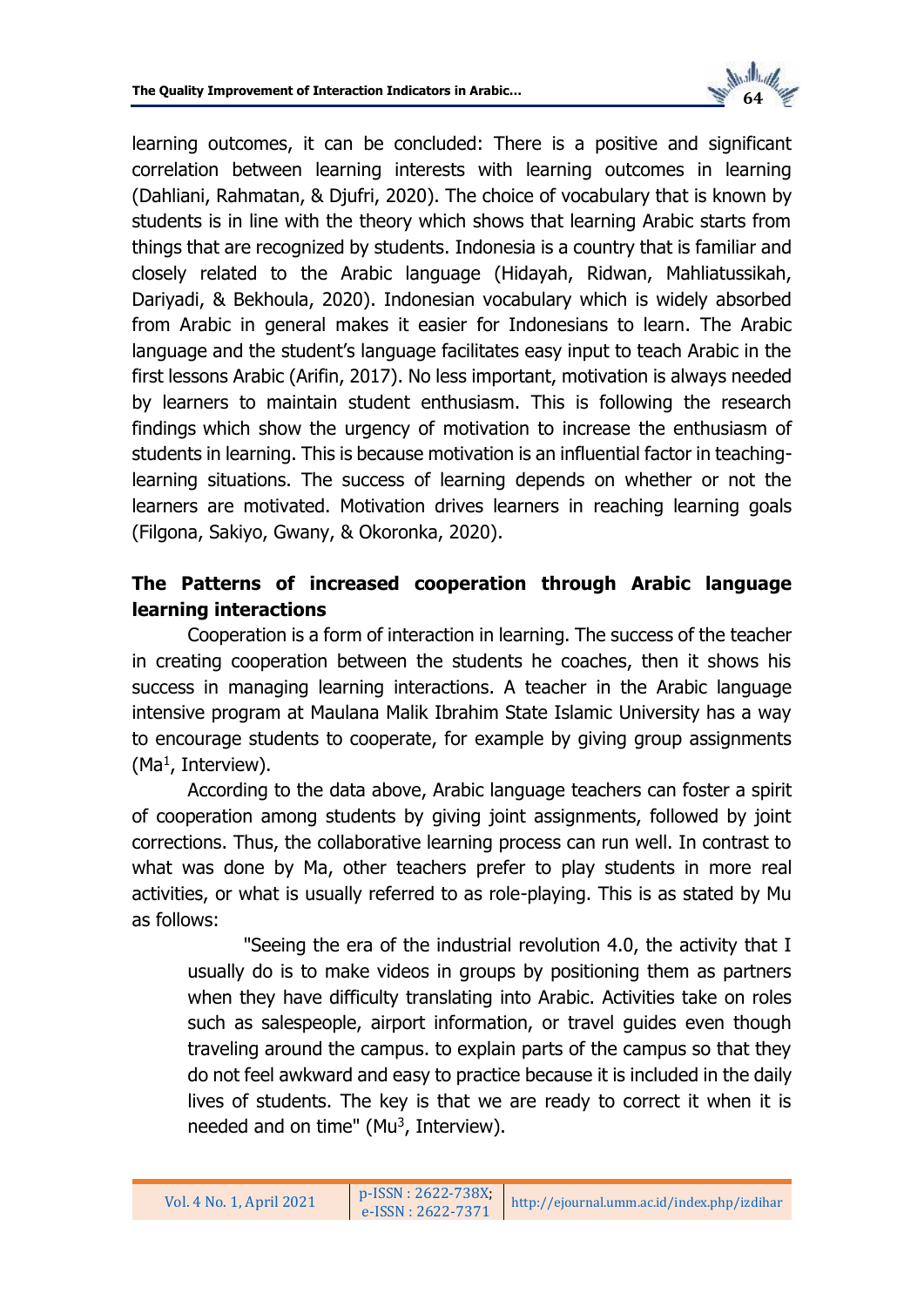learning outcomes, it can be concluded: There is a positive and significant correlation between learning interests with learning outcomes in learning (Dahliani, Rahmatan, & Djufri, 2020). The choice of vocabulary that is known by students is in line with the theory which shows that learning Arabic starts from things that are recognized by students. Indonesia is a country that is familiar and closely related to the Arabic language (Hidayah, Ridwan, Mahliatussikah, Dariyadi, & Bekhoula, 2020). Indonesian vocabulary which is widely absorbed from Arabic in general makes it easier for Indonesians to learn. The Arabic language and the student's language facilitates easy input to teach Arabic in the first lessons Arabic (Arifin, 2017). No less important, motivation is always needed by learners to maintain student enthusiasm. This is following the research findings which show the urgency of motivation to increase the enthusiasm of students in learning. This is because motivation is an influential factor in teaching-learning situations. The success of learning depends on whether or not the learners are motivated. Motivation drives learners in reaching learning goals (Filgona, Sakiyo, Gwany, & Okoronka, 2020).

### The Patterns of increased cooperation through Arabic language learning interactions

Cooperation is a form of interaction in learning. The success of the teacher in creating cooperation between the students he coaches, then it shows his success in managing learning interactions. A teacher in the Arabic language intensive program at Maulana Malik Ibrahim State Islamic University has a way to encourage students to cooperate, for example by giving group assignments (Ma[1], Interview).

According to the data above, Arabic language teachers can foster a spirit of cooperation among students by giving joint assignments, followed by joint corrections. Thus, the collaborative learning process can run well. In contrast to what was done by Ma, other teachers prefer to play students in more real activities, or what is usually referred to as role-playing. This is as stated by Mu as follows:

> "Seeing the era of the industrial revolution 4.0, the activity that I usually do is to make videos in groups by positioning them as partners when they have difficulty translating into Arabic. Activities take on roles such as salespeople, airport information, or travel guides even though traveling around the campus. to explain parts of the campus so that they do not feel awkward and easy to practice because it is included in the daily lives of students. The key is that we are ready to correct it when it is needed and on time" (Mu[3], Interview).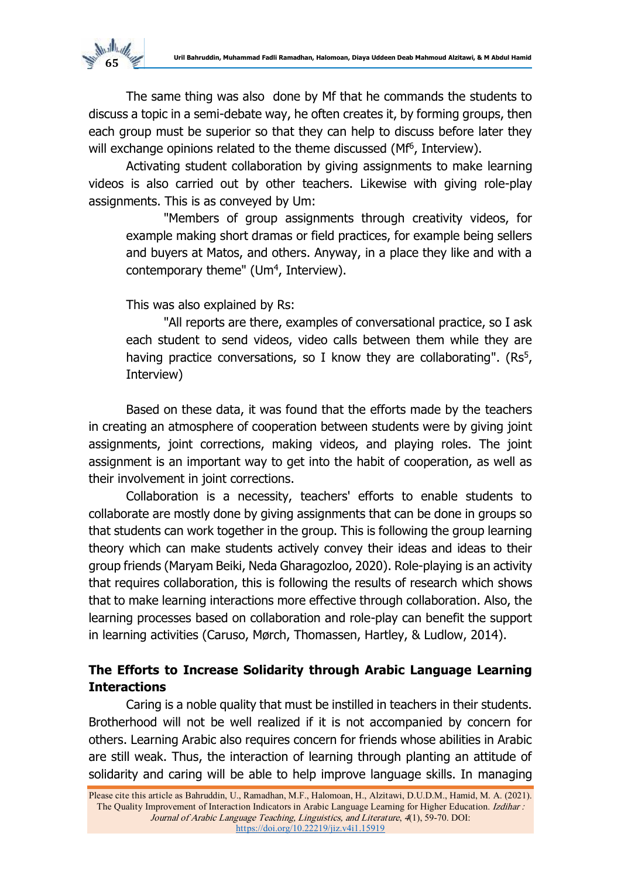The same thing was also  done by Mf that he commands the students to discuss a topic in a semi-debate way, he often creates it, by forming groups, then each group must be superior so that they can help to discuss before later they will exchange opinions related to the theme discussed (Mf[6], Interview).

Activating student collaboration by giving assignments to make learning videos is also carried out by other teachers. Likewise with giving role-play assignments. This is as conveyed by Um:

> "Members of group assignments through creativity videos, for example making short dramas or field practices, for example being sellers and buyers at Matos, and others. Anyway, in a place they like and with a contemporary theme" (Um[4], Interview).

This was also explained by Rs:

> "All reports are there, examples of conversational practice, so I ask each student to send videos, video calls between them while they are having practice conversations, so I know they are collaborating". (Rs[5], Interview)

Based on these data, it was found that the efforts made by the teachers in creating an atmosphere of cooperation between students were by giving joint assignments, joint corrections, making videos, and playing roles. The joint assignment is an important way to get into the habit of cooperation, as well as their involvement in joint corrections.

Collaboration is a necessity, teachers' efforts to enable students to collaborate are mostly done by giving assignments that can be done in groups so that students can work together in the group. This is following the group learning theory which can make students actively convey their ideas and ideas to their group friends (Maryam Beiki, Neda Gharagozloo, 2020). Role-playing is an activity that requires collaboration, this is following the results of research which shows that to make learning interactions more effective through collaboration. Also, the learning processes based on collaboration and role-play can benefit the support in learning activities (Caruso, Mørch, Thomassen, Hartley, & Ludlow, 2014).

## The Efforts to Increase Solidarity through Arabic Language Learning Interactions

Caring is a noble quality that must be instilled in teachers in their students. Brotherhood will not be well realized if it is not accompanied by concern for others. Learning Arabic also requires concern for friends whose abilities in Arabic are still weak. Thus, the interaction of learning through planting an attitude of solidarity and caring will be able to help improve language skills. In managing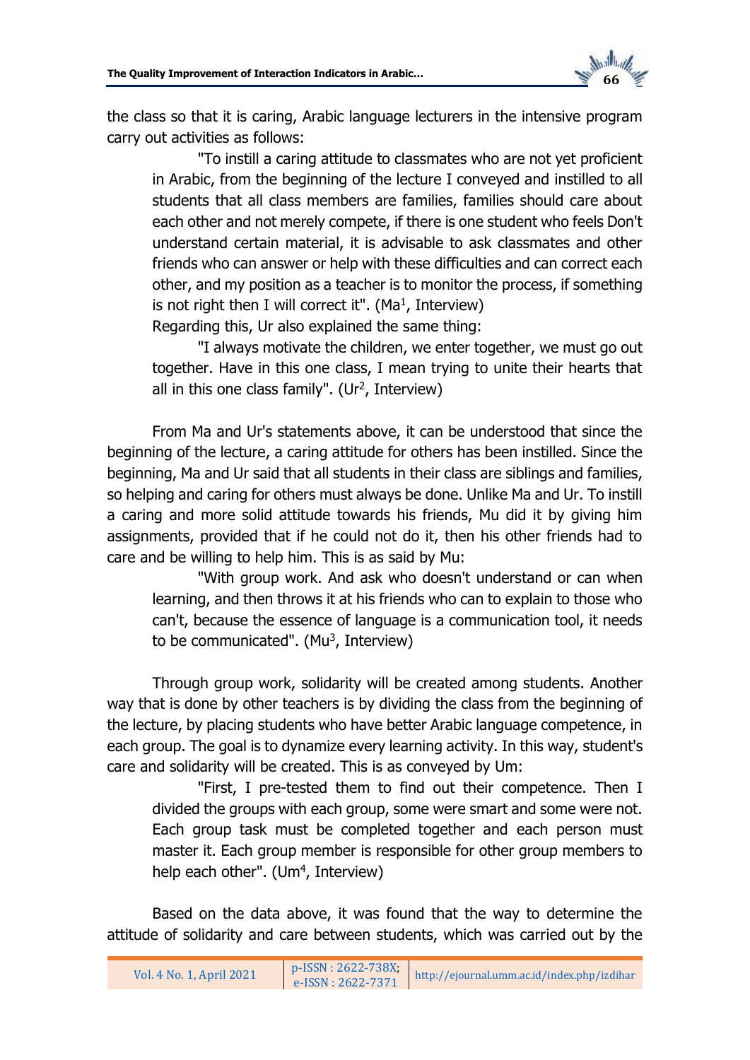the class so that it is caring, Arabic language lecturers in the intensive program carry out activities as follows:

> "To instill a caring attitude to classmates who are not yet proficient in Arabic, from the beginning of the lecture I conveyed and instilled to all students that all class members are families, families should care about each other and not merely compete, if there is one student who feels Don't understand certain material, it is advisable to ask classmates and other friends who can answer or help with these difficulties and can correct each other, and my position as a teacher is to monitor the process, if something is not right then I will correct it". (Ma[1], Interview)

Regarding this, Ur also explained the same thing:

> "I always motivate the children, we enter together, we must go out together. Have in this one class, I mean trying to unite their hearts that all in this one class family". (Ur[2], Interview)

From Ma and Ur's statements above, it can be understood that since the beginning of the lecture, a caring attitude for others has been instilled. Since the beginning, Ma and Ur said that all students in their class are siblings and families, so helping and caring for others must always be done. Unlike Ma and Ur. To instill a caring and more solid attitude towards his friends, Mu did it by giving him assignments, provided that if he could not do it, then his other friends had to care and be willing to help him. This is as said by Mu:

> "With group work. And ask who doesn't understand or can when learning, and then throws it at his friends who can to explain to those who can't, because the essence of language is a communication tool, it needs to be communicated". (Mu[3], Interview)

Through group work, solidarity will be created among students. Another way that is done by other teachers is by dividing the class from the beginning of the lecture, by placing students who have better Arabic language competence, in each group. The goal is to dynamize every learning activity. In this way, student's care and solidarity will be created. This is as conveyed by Um:

> "First, I pre-tested them to find out their competence. Then I divided the groups with each group, some were smart and some were not. Each group task must be completed together and each person must master it. Each group member is responsible for other group members to help each other". (Um[4], Interview)

Based on the data above, it was found that the way to determine the attitude of solidarity and care between students, which was carried out by the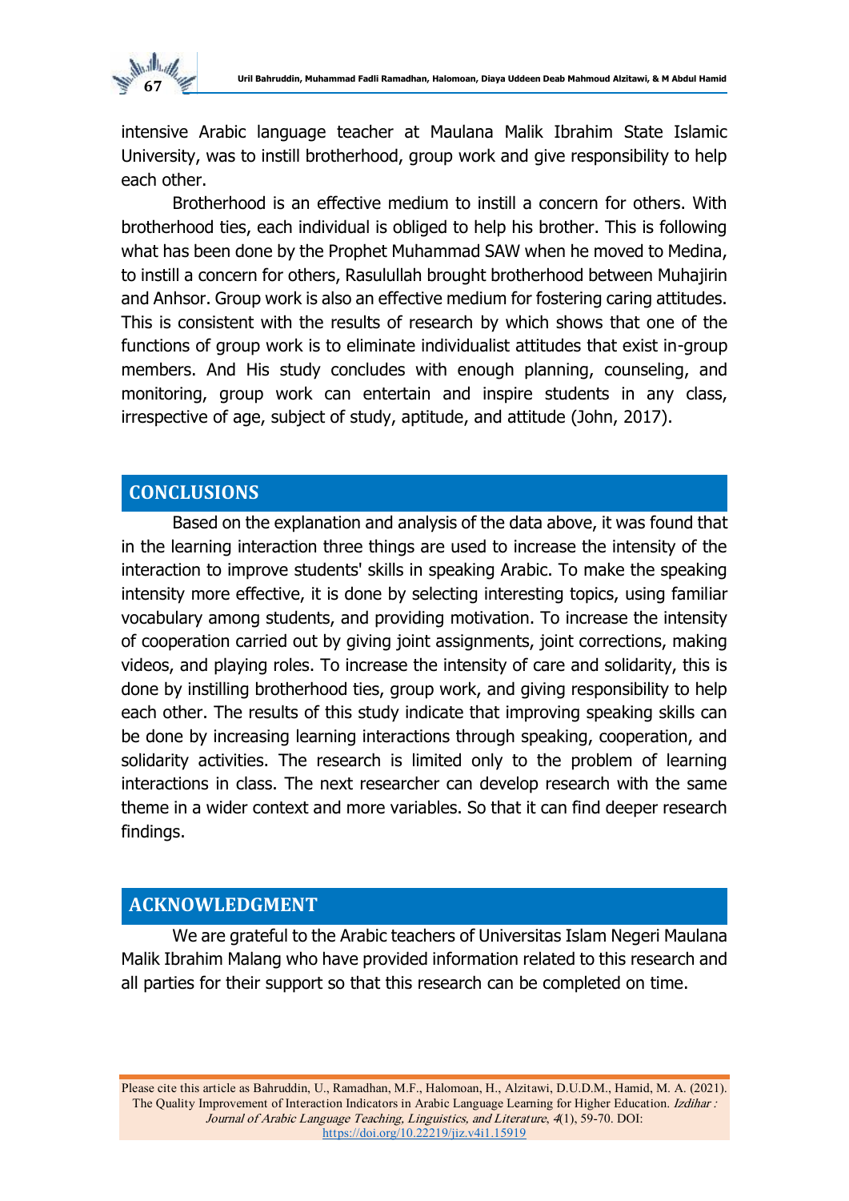intensive Arabic language teacher at Maulana Malik Ibrahim State Islamic University, was to instill brotherhood, group work and give responsibility to help each other.

Brotherhood is an effective medium to instill a concern for others. With brotherhood ties, each individual is obliged to help his brother. This is following what has been done by the Prophet Muhammad SAW when he moved to Medina, to instill a concern for others, Rasulullah brought brotherhood between Muhajirin and Anhsor. Group work is also an effective medium for fostering caring attitudes. This is consistent with the results of research by which shows that one of the functions of group work is to eliminate individualist attitudes that exist in-group members. And His study concludes with enough planning, counseling, and monitoring, group work can entertain and inspire students in any class, irrespective of age, subject of study, aptitude, and attitude (John, 2017).

## CONCLUSIONS

Based on the explanation and analysis of the data above, it was found that in the learning interaction three things are used to increase the intensity of the interaction to improve students' skills in speaking Arabic. To make the speaking intensity more effective, it is done by selecting interesting topics, using familiar vocabulary among students, and providing motivation. To increase the intensity of cooperation carried out by giving joint assignments, joint corrections, making videos, and playing roles. To increase the intensity of care and solidarity, this is done by instilling brotherhood ties, group work, and giving responsibility to help each other. The results of this study indicate that improving speaking skills can be done by increasing learning interactions through speaking, cooperation, and solidarity activities. The research is limited only to the problem of learning interactions in class. The next researcher can develop research with the same theme in a wider context and more variables. So that it can find deeper research findings.

## ACKNOWLEDGMENT

We are grateful to the Arabic teachers of Universitas Islam Negeri Maulana Malik Ibrahim Malang who have provided information related to this research and all parties for their support so that this research can be completed on time.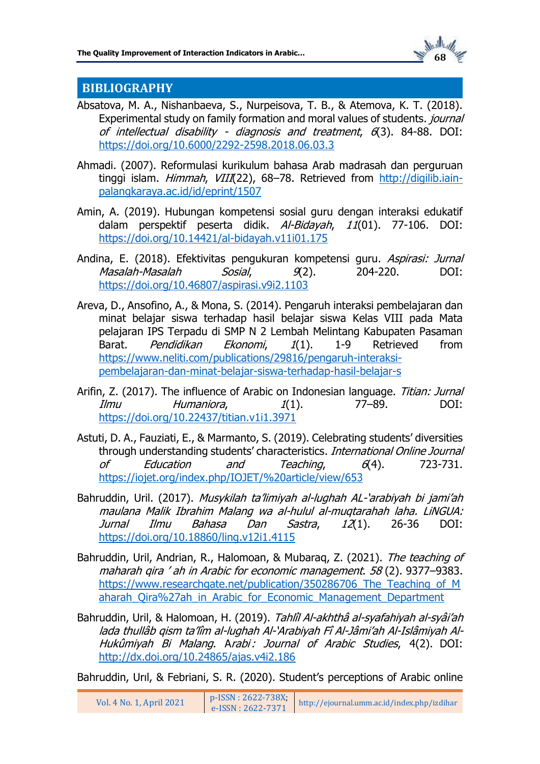## BIBLIOGRAPHY

Absatova, M. A., Nishanbaeva, S., Nurpeisova, T. B., & Atemova, K. T. (2018). Experimental study on family formation and moral values of students. *journal of intellectual disability - diagnosis and treatment*, *6*(3). 84-88. DOI: https://doi.org/10.6000/2292-2598.2018.06.03.3

Ahmadi. (2007). Reformulasi kurikulum bahasa Arab madrasah dan perguruan tinggi islam. *Himmah*, *VIII*(22), 68–78. Retrieved from http://digilib.iain-palangkaraya.ac.id/id/eprint/1507

Amin, A. (2019). Hubungan kompetensi sosial guru dengan interaksi edukatif dalam perspektif peserta didik. *Al-Bidayah*, *11*(01). 77-106. DOI: https://doi.org/10.14421/al-bidayah.v11i01.175

Andina, E. (2018). Efektivitas pengukuran kompetensi guru. *Aspirasi: Jurnal Masalah-Masalah Sosial*, *9*(2). 204-220. DOI: https://doi.org/10.46807/aspirasi.v9i2.1103

Areva, D., Ansofino, A., & Mona, S. (2014). Pengaruh interaksi pembelajaran dan minat belajar siswa terhadap hasil belajar siswa Kelas VIII pada Mata pelajaran IPS Terpadu di SMP N 2 Lembah Melintang Kabupaten Pasaman Barat. *Pendidikan Ekonomi*, *1*(1). 1-9 Retrieved from https://www.neliti.com/publications/29816/pengaruh-interaksi-pembelajaran-dan-minat-belajar-siswa-terhadap-hasil-belajar-s

Arifin, Z. (2017). The influence of Arabic on Indonesian language. *Titian: Jurnal Ilmu Humaniora*, *1*(1). 77–89. DOI: https://doi.org/10.22437/titian.v1i1.3971

Astuti, D. A., Fauziati, E., & Marmanto, S. (2019). Celebrating students' diversities through understanding students' characteristics. *International Online Journal of Education and Teaching*, *6*(4). 723-731. https://iojet.org/index.php/IOJET/%20article/view/653

Bahruddin, Uril. (2017). *Musykilah ta'limiyah al-lughah AL-'arabiyah bi jami'ah maulana Malik Ibrahim Malang wa al-hulul al-muqtarahah laha. LiNGUA: Jurnal Ilmu Bahasa Dan Sastra*, *12*(1). 26-36 DOI: https://doi.org/10.18860/ling.v12i1.4115

Bahruddin, Uril, Andrian, R., Halomoan, & Mubaraq, Z. (2021). *The teaching of maharah qira ' ah in Arabic for economic management*. *58* (2). 9377–9383. https://www.researchgate.net/publication/350286706_The_Teaching_of_Maharah_Qira%27ah_in_Arabic_for_Economic_Management_Department

Bahruddin, Uril, & Halomoan, H. (2019). *Tahlîl Al-akhthâ al-syafahiyah al-syâi'ah lada thullâb qism ta'lîm al-lughah Al-'Arabiyah Fî Al-Jâmi'ah Al-Islâmiyah Al-Hukûmiyah Bi Malang*. Arabi: *Journal of Arabic Studies*, 4(2). DOI: http://dx.doi.org/10.24865/ajas.v4i2.186

Bahruddin, Urıl, & Febriani, S. R. (2020). Student's perceptions of Arabic online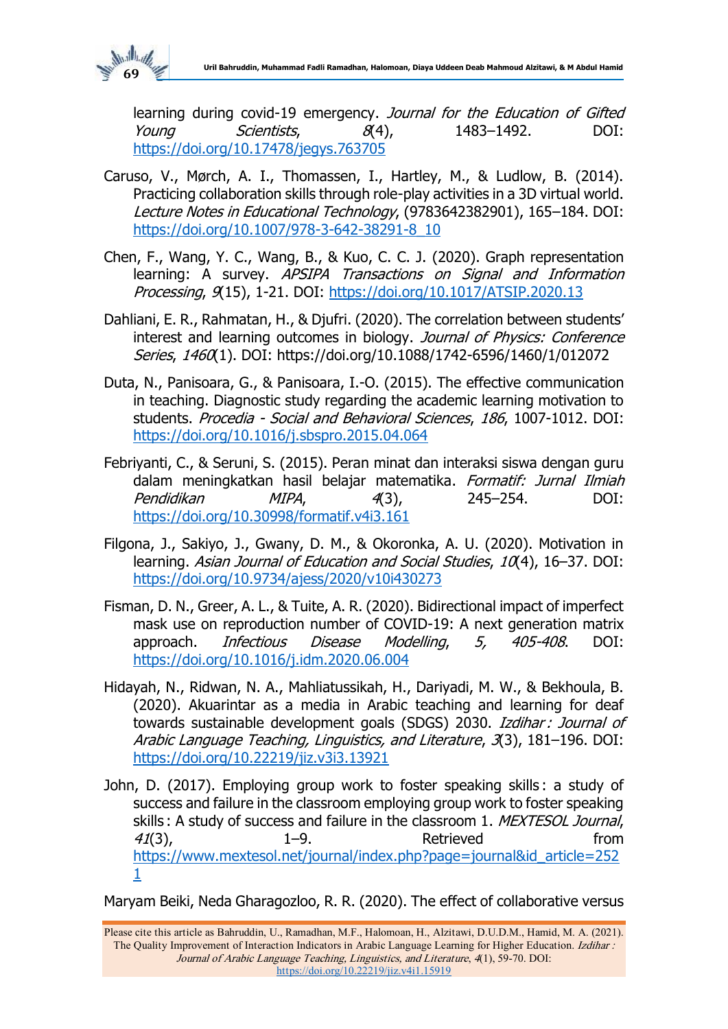learning during covid-19 emergency. *Journal for the Education of Gifted Young Scientists*, *8*(4), 1483–1492. DOI: https://doi.org/10.17478/jegys.763705

Caruso, V., Mørch, A. I., Thomassen, I., Hartley, M., & Ludlow, B. (2014). Practicing collaboration skills through role-play activities in a 3D virtual world. *Lecture Notes in Educational Technology*, (9783642382901), 165–184. DOI: https://doi.org/10.1007/978-3-642-38291-8_10

Chen, F., Wang, Y. C., Wang, B., & Kuo, C. C. J. (2020). Graph representation learning: A survey. *APSIPA Transactions on Signal and Information Processing*, *9*(15), 1-21. DOI: https://doi.org/10.1017/ATSIP.2020.13

Dahliani, E. R., Rahmatan, H., & Djufri. (2020). The correlation between students' interest and learning outcomes in biology. *Journal of Physics: Conference Series*, *1460*(1). DOI: https://doi.org/10.1088/1742-6596/1460/1/012072

Duta, N., Panisoara, G., & Panisoara, I.-O. (2015). The effective communication in teaching. Diagnostic study regarding the academic learning motivation to students. *Procedia - Social and Behavioral Sciences*, *186*, 1007-1012. DOI: https://doi.org/10.1016/j.sbspro.2015.04.064

Febriyanti, C., & Seruni, S. (2015). Peran minat dan interaksi siswa dengan guru dalam meningkatkan hasil belajar matematika. *Formatif: Jurnal Ilmiah Pendidikan MIPA*, *4*(3), 245–254. DOI: https://doi.org/10.30998/formatif.v4i3.161

Filgona, J., Sakiyo, J., Gwany, D. M., & Okoronka, A. U. (2020). Motivation in learning. *Asian Journal of Education and Social Studies*, *10*(4), 16–37. DOI: https://doi.org/10.9734/ajess/2020/v10i430273

Fisman, D. N., Greer, A. L., & Tuite, A. R. (2020). Bidirectional impact of imperfect mask use on reproduction number of COVID-19: A next generation matrix approach. *Infectious Disease Modelling*, *5, 405-408*. DOI: https://doi.org/10.1016/j.idm.2020.06.004

Hidayah, N., Ridwan, N. A., Mahliatussikah, H., Dariyadi, M. W., & Bekhoula, B. (2020). Akuarintar as a media in Arabic teaching and learning for deaf towards sustainable development goals (SDGS) 2030. *Izdihar : Journal of Arabic Language Teaching, Linguistics, and Literature*, *3*(3), 181–196. DOI: https://doi.org/10.22219/jiz.v3i3.13921

John, D. (2017). Employing group work to foster speaking skills : a study of success and failure in the classroom employing group work to foster speaking skills : A study of success and failure in the classroom 1. *MEXTESOL Journal*, *41*(3), 1–9. Retrieved from https://www.mextesol.net/journal/index.php?page=journal&id_article=2521

Maryam Beiki, Neda Gharagozloo, R. R. (2020). The effect of collaborative versus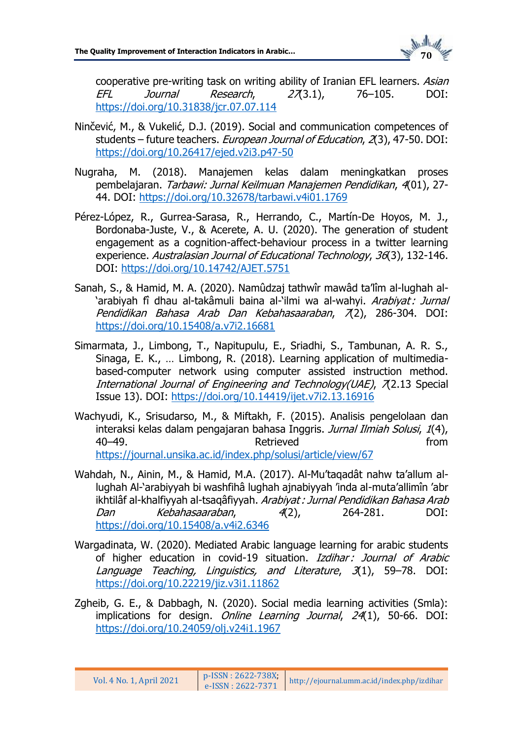cooperative pre-writing task on writing ability of Iranian EFL learners. *Asian EFL Journal Research*, *27*(3.1), 76–105. DOI: https://doi.org/10.31838/jcr.07.07.114

Ninčević, M., & Vukelić, D.J. (2019). Social and communication competences of students – future teachers. *European Journal of Education*, *2*(3), 47-50. DOI: https://doi.org/10.26417/ejed.v2i3.p47-50

Nugraha, M. (2018). Manajemen kelas dalam meningkatkan proses pembelajaran. *Tarbawi: Jurnal Keilmuan Manajemen Pendidikan*, *4*(01), 27-44. DOI: https://doi.org/10.32678/tarbawi.v4i01.1769

Pérez-López, R., Gurrea-Sarasa, R., Herrando, C., Martín-De Hoyos, M. J., Bordonaba-Juste, V., & Acerete, A. U. (2020). The generation of student engagement as a cognition-affect-behaviour process in a twitter learning experience. *Australasian Journal of Educational Technology*, *36*(3), 132-146. DOI: https://doi.org/10.14742/AJET.5751

Sanah, S., & Hamid, M. A. (2020). Namûdzaj tathwîr mawâd ta'lîm al-lughah al-'arabiyah fî dhau al-takâmuli baina al-'ilmi wa al-wahyi. *Arabiyat : Jurnal Pendidikan Bahasa Arab Dan Kebahasaaraban*, *7*(2), 286-304. DOI: https://doi.org/10.15408/a.v7i2.16681

Simarmata, J., Limbong, T., Napitupulu, E., Sriadhi, S., Tambunan, A. R. S., Sinaga, E. K., … Limbong, R. (2018). Learning application of multimedia-based-computer network using computer assisted instruction method. *International Journal of Engineering and Technology(UAE)*, *7*(2.13 Special Issue 13). DOI: https://doi.org/10.14419/ijet.v7i2.13.16916

Wachyudi, K., Srisudarso, M., & Miftakh, F. (2015). Analisis pengelolaan dan interaksi kelas dalam pengajaran bahasa Inggris. *Jurnal Ilmiah Solusi*, *1*(4), 40–49. Retrieved from https://journal.unsika.ac.id/index.php/solusi/article/view/67

Wahdah, N., Ainin, M., & Hamid, M.A. (2017). Al-Mu'taqadât nahw ta'allum al-lughah Al-'arabiyyah bi washfihâ lughah ajnabiyyah 'inda al-muta'allimîn 'abr ikhtilâf al-khalfiyyah al-tsaqâfiyyah. *Arabiyat : Jurnal Pendidikan Bahasa Arab Dan Kebahasaaraban*, *4*(2), 264-281. DOI: https://doi.org/10.15408/a.v4i2.6346

Wargadinata, W. (2020). Mediated Arabic language learning for arabic students of higher education in covid-19 situation. *Izdihar : Journal of Arabic Language Teaching, Linguistics, and Literature*, *3*(1), 59–78. DOI: https://doi.org/10.22219/jiz.v3i1.11862

Zgheib, G. E., & Dabbagh, N. (2020). Social media learning activities (Smla): implications for design. *Online Learning Journal*, *24*(1), 50-66. DOI: https://doi.org/10.24059/olj.v24i1.1967